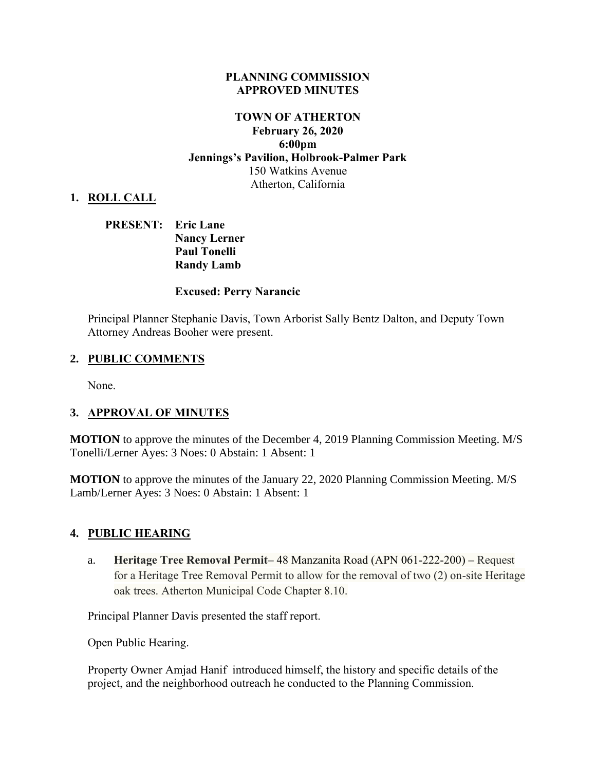**PLANNING COMMISSION**
**APPROVED MINUTES**

**TOWN OF ATHERTON**
**February 26, 2020**
**6:00pm**
**Jennings's Pavilion, Holbrook-Palmer Park**
150 Watkins Avenue
Atherton, California

## 1. ROLL CALL

**PRESENT:** **Eric Lane**
**Nancy Lerner**
**Paul Tonelli**
**Randy Lamb**

**Excused: Perry Narancic**

Principal Planner Stephanie Davis, Town Arborist Sally Bentz Dalton, and Deputy Town Attorney Andreas Booher were present.

## 2. PUBLIC COMMENTS

None.

## 3. APPROVAL OF MINUTES

**MOTION** to approve the minutes of the December 4, 2019 Planning Commission Meeting. M/S Tonelli/Lerner Ayes: 3 Noes: 0 Abstain: 1 Absent: 1

**MOTION** to approve the minutes of the January 22, 2020 Planning Commission Meeting. M/S Lamb/Lerner Ayes: 3 Noes: 0 Abstain: 1 Absent: 1

## 4. PUBLIC HEARING

a. **Heritage Tree Removal Permit**– 48 Manzanita Road (APN 061-222-200) – Request for a Heritage Tree Removal Permit to allow for the removal of two (2) on-site Heritage oak trees. Atherton Municipal Code Chapter 8.10.

Principal Planner Davis presented the staff report.

Open Public Hearing.

Property Owner Amjad Hanif introduced himself, the history and specific details of the project, and the neighborhood outreach he conducted to the Planning Commission.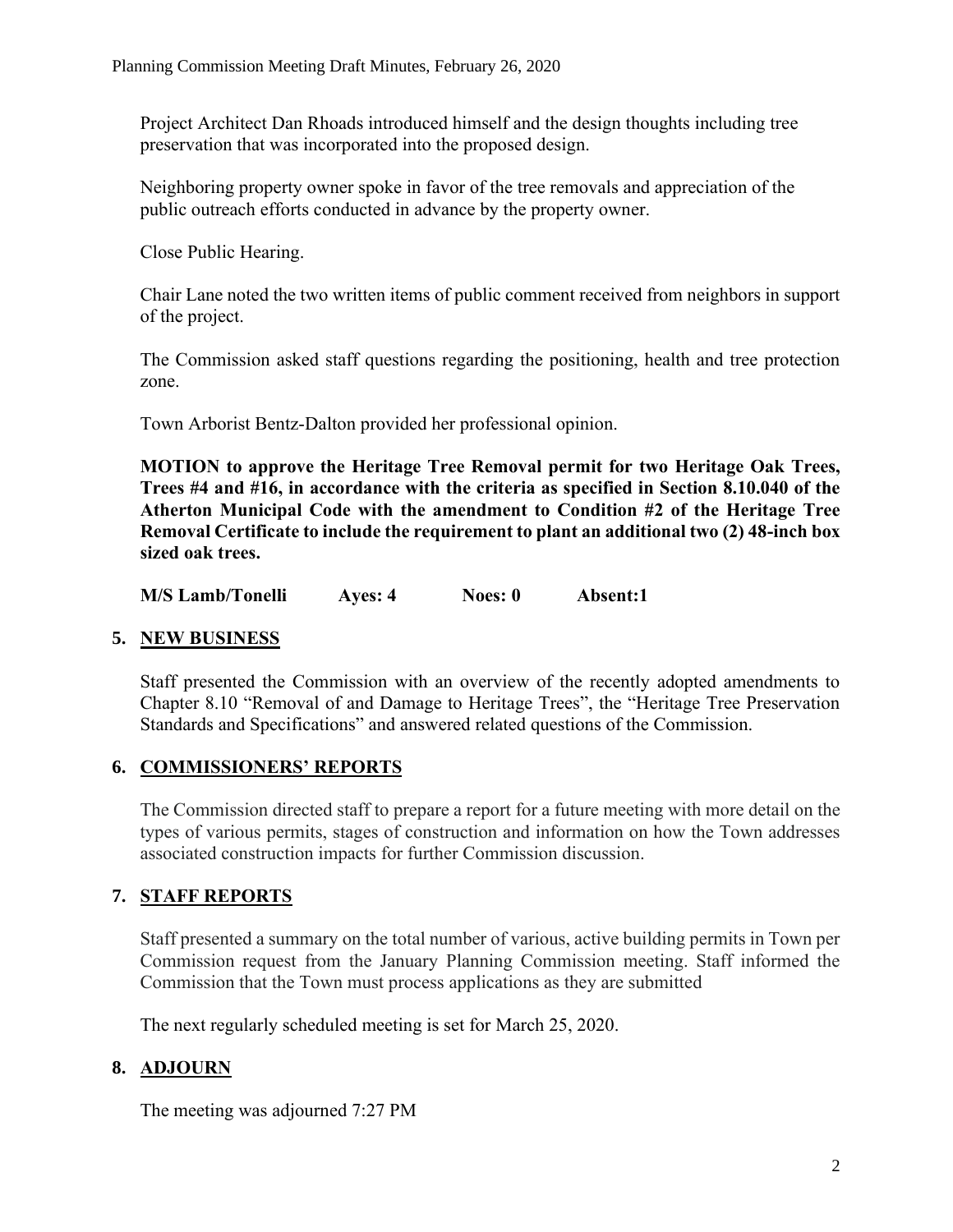Project Architect Dan Rhoads introduced himself and the design thoughts including tree preservation that was incorporated into the proposed design.

Neighboring property owner spoke in favor of the tree removals and appreciation of the public outreach efforts conducted in advance by the property owner.

Close Public Hearing.

Chair Lane noted the two written items of public comment received from neighbors in support of the project.

The Commission asked staff questions regarding the positioning, health and tree protection zone.

Town Arborist Bentz-Dalton provided her professional opinion.

**MOTION to approve the Heritage Tree Removal permit for two Heritage Oak Trees, Trees #4 and #16, in accordance with the criteria as specified in Section 8.10.040 of the Atherton Municipal Code with the amendment to Condition #2 of the Heritage Tree Removal Certificate to include the requirement to plant an additional two (2) 48-inch box sized oak trees.**

**M/S Lamb/Tonelli Ayes: 4 Noes: 0 Absent:1**

## 5. NEW BUSINESS

Staff presented the Commission with an overview of the recently adopted amendments to Chapter 8.10 "Removal of and Damage to Heritage Trees", the "Heritage Tree Preservation Standards and Specifications" and answered related questions of the Commission.

## 6. COMMISSIONERS' REPORTS

The Commission directed staff to prepare a report for a future meeting with more detail on the types of various permits, stages of construction and information on how the Town addresses associated construction impacts for further Commission discussion.

## 7. STAFF REPORTS

Staff presented a summary on the total number of various, active building permits in Town per Commission request from the January Planning Commission meeting. Staff informed the Commission that the Town must process applications as they are submitted

The next regularly scheduled meeting is set for March 25, 2020.

## 8. ADJOURN

The meeting was adjourned 7:27 PM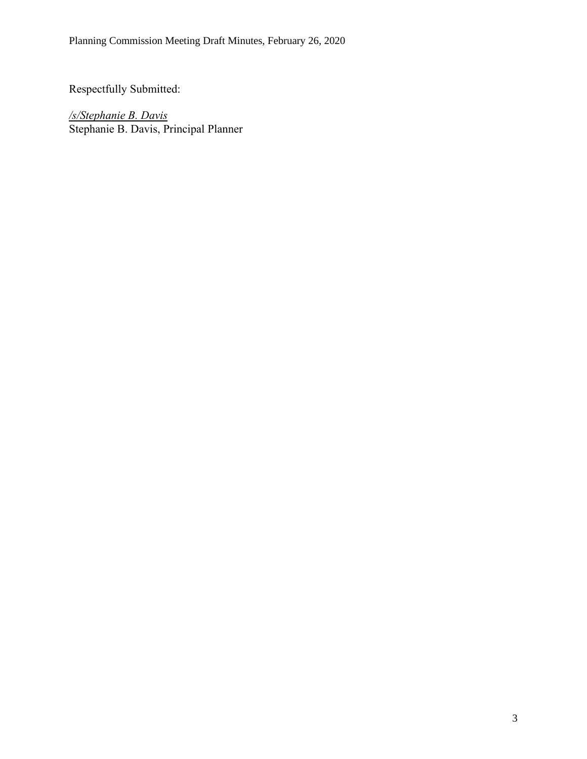Respectfully Submitted:

*/s/Stephanie B. Davis*
Stephanie B. Davis, Principal Planner